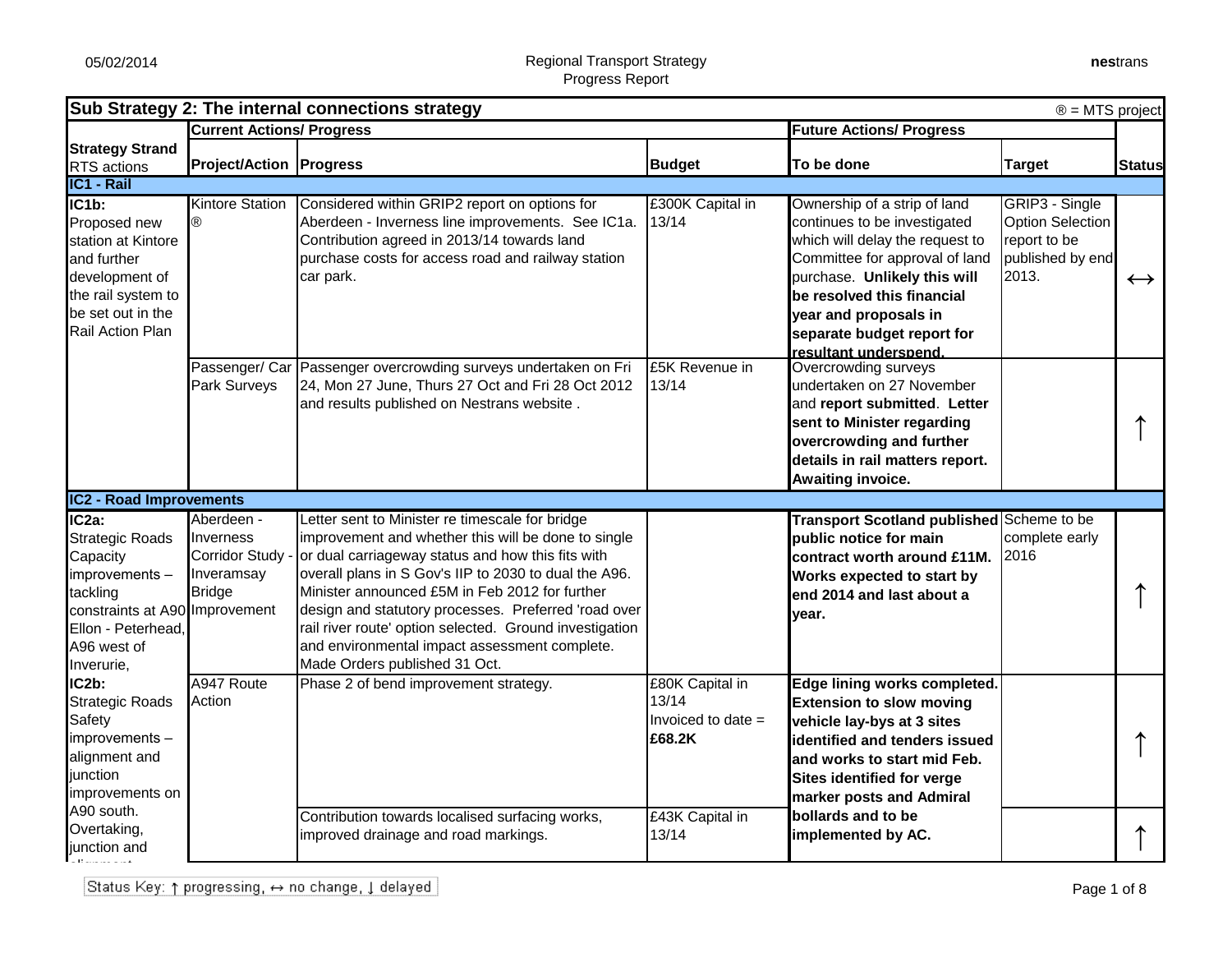## Sub Strategy 2: The internal connections strategy

® = MTS project

| Strategy Strand RTS actions | Current Actions/ Progress | | | Future Actions/ Progress | | |
|---|---|---|---|---|---|---|
| | **Project/Action** | **Progress** | **Budget** | **To be done** | **Target** | **Status** |
| **IC1 - Rail** | | | | | | |
| **IC1b:** Proposed new station at Kintore and further development of the rail system to be set out in the Rail Action Plan | Kintore Station ® | Considered within GRIP2 report on options for Aberdeen - Inverness line improvements. See IC1a. Contribution agreed in 2013/14 towards land purchase costs for access road and railway station car park. | £300K Capital in 13/14 | Ownership of a strip of land continues to be investigated which will delay the request to Committee for approval of land purchase. **Unlikely this will be resolved this financial year and proposals in separate budget report for resultant underspend.** | GRIP3 - Single Option Selection report to be published by end 2013. | ↔ |
| | Passenger/ Car Park Surveys | Passenger overcrowding surveys undertaken on Fri 24, Mon 27 June, Thurs 27 Oct and Fri 28 Oct 2012 and results published on Nestrans website . | £5K Revenue in 13/14 | Overcrowding surveys undertaken on 27 November and **report submitted**. **Letter sent to Minister regarding overcrowding and further details in rail matters report. Awaiting invoice.** | | ↑ |
| **IC2 - Road Improvements** | | | | | | |
| **IC2a:** Strategic Roads Capacity improvements – tackling constraints at A90 Ellon - Peterhead, A96 west of Inverurie, | Aberdeen - Inverness Corridor Study - Inveramsay Bridge Improvement | Letter sent to Minister re timescale for bridge improvement and whether this will be done to single or dual carriageway status and how this fits with overall plans in S Gov's IIP to 2030 to dual the A96. Minister announced £5M in Feb 2012 for further design and statutory processes. Preferred 'road over rail river route' option selected. Ground investigation and environmental impact assessment complete. Made Orders published 31 Oct. | | **Transport Scotland published public notice for main contract worth around £11M. Works expected to start by end 2014 and last about a year.** | Scheme to be complete early 2016 | ↑ |
| **IC2b:** Strategic Roads Safety improvements – alignment and junction improvements on A90 south. Overtaking, junction and alignment | A947 Route Action | Phase 2 of bend improvement strategy. | £80K Capital in 13/14 Invoiced to date = **£68.2K** | **Edge lining works completed. Extension to slow moving vehicle lay-bys at 3 sites identified and tenders issued and works to start mid Feb. Sites identified for verge marker posts and Admiral bollards and to be implemented by AC.** | | ↑ |
| | | Contribution towards localised surfacing works, improved drainage and road markings. | £43K Capital in 13/14 | | | ↑ |

Status Key: ↑ progressing, ↔ no change, ↓ delayed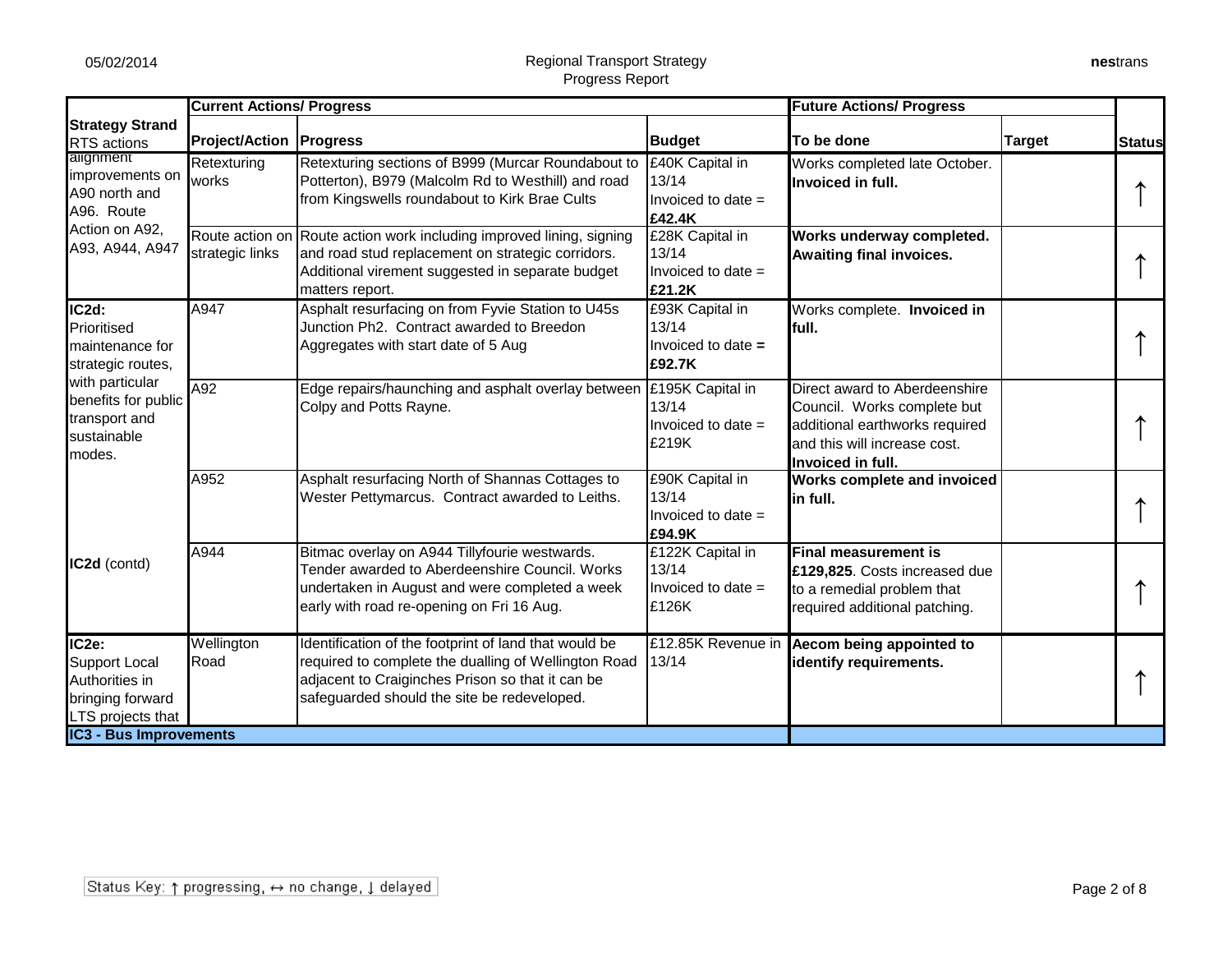| Strategy Strand RTS actions | Current Actions/ Progress | | | Future Actions/ Progress | | Status |
|---|---|---|---|---|---|---|
| | **Project/Action** | **Progress** | **Budget** | **To be done** | **Target** | |
| alignment improvements on A90 north and A96. Route Action on A92, A93, A944, A947 | Retexturing works | Retexturing sections of B999 (Murcar Roundabout to Potterton), B979 (Malcolm Rd to Westhill) and road from Kingswells roundabout to Kirk Brae Cults | £40K Capital in 13/14 Invoiced to date = **£42.4K** | Works completed late October. **Invoiced in full.** | | ↑ |
| | Route action on strategic links | Route action work including improved lining, signing and road stud replacement on strategic corridors. Additional virement suggested in separate budget matters report. | £28K Capital in 13/14 Invoiced to date = **£21.2K** | **Works underway completed. Awaiting final invoices.** | | ↑ |
| **IC2d:** Prioritised maintenance for strategic routes, with particular benefits for public transport and sustainable modes. | A947 | Asphalt resurfacing on from Fyvie Station to U45s Junction Ph2. Contract awarded to Breedon Aggregates with start date of 5 Aug | £93K Capital in 13/14 Invoiced to date **= £92.7K** | Works complete. **Invoiced in full.** | | ↑ |
| | A92 | Edge repairs/haunching and asphalt overlay between Colpy and Potts Rayne. | £195K Capital in 13/14 Invoiced to date = £219K | Direct award to Aberdeenshire Council. Works complete but additional earthworks required and this will increase cost. **Invoiced in full.** | | ↑ |
| | A952 | Asphalt resurfacing North of Shannas Cottages to Wester Pettymarcus. Contract awarded to Leiths. | £90K Capital in 13/14 Invoiced to date = **£94.9K** | **Works complete and invoiced in full.** | | ↑ |
| **IC2d** (contd) | A944 | Bitmac overlay on A944 Tillyfourie westwards. Tender awarded to Aberdeenshire Council. Works undertaken in August and were completed a week early with road re-opening on Fri 16 Aug. | £122K Capital in 13/14 Invoiced to date = £126K | **Final measurement is £129,825**. Costs increased due to a remedial problem that required additional patching. | | ↑ |
| **IC2e:** Support Local Authorities in bringing forward LTS projects that | Wellington Road | Identification of the footprint of land that would be required to complete the dualling of Wellington Road adjacent to Craiginches Prison so that it can be safeguarded should the site be redeveloped. | £12.85K Revenue in 13/14 | **Aecom being appointed to identify requirements.** | | ↑ |
| **IC3 - Bus Improvements** | | | | | | |

Status Key: ↑ progressing, ↔ no change, ↓ delayed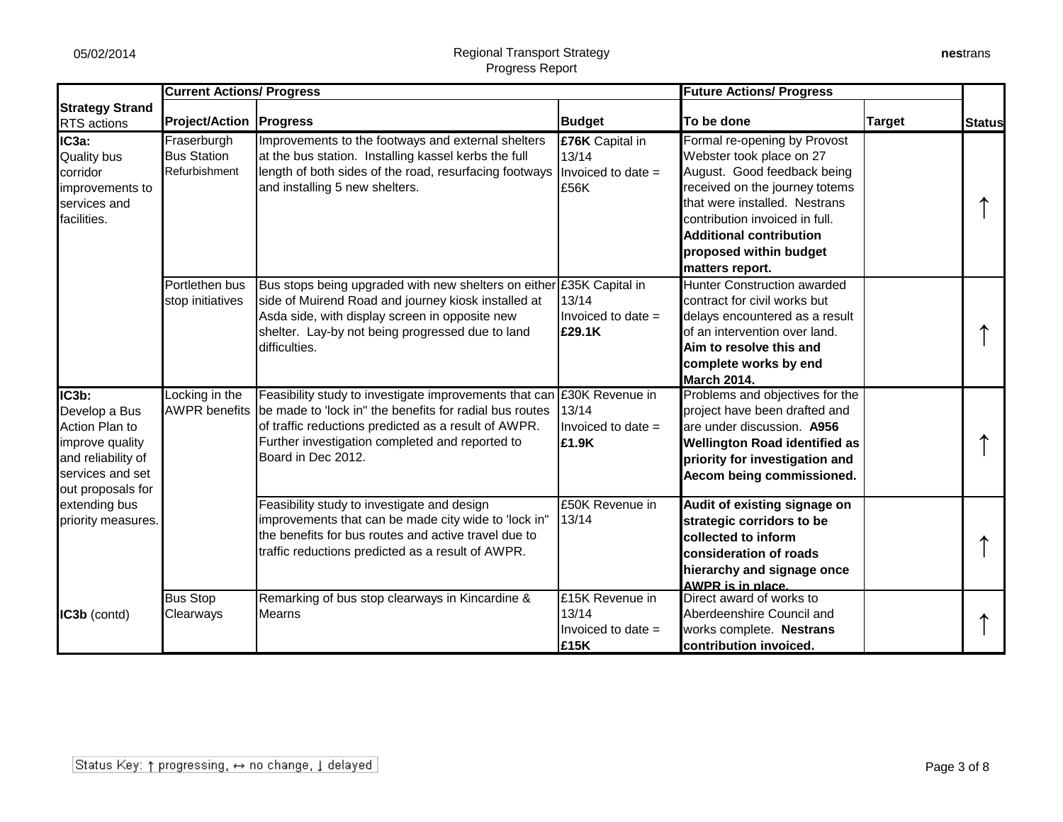| Strategy Strand RTS actions | Current Actions/ Progress | | | Future Actions/ Progress | | Status |
|---|---|---|---|---|---|---|
| | **Project/Action** | **Progress** | **Budget** | **To be done** | **Target** | |
| **IC3a:** Quality bus corridor improvements to services and facilities. | Fraserburgh Bus Station Refurbishment | Improvements to the footways and external shelters at the bus station. Installing kassel kerbs the full length of both sides of the road, resurfacing footways and installing 5 new shelters. | **£76K** Capital in 13/14 Invoiced to date = £56K | Formal re-opening by Provost Webster took place on 27 August. Good feedback being received on the journey totems that were installed. Nestrans contribution invoiced in full. **Additional contribution proposed within budget matters report.** | | ↑ |
| | Portlethen bus stop initiatives | Bus stops being upgraded with new shelters on either side of Muirend Road and journey kiosk installed at Asda side, with display screen in opposite new shelter. Lay-by not being progressed due to land difficulties. | £35K Capital in 13/14 Invoiced to date = **£29.1K** | Hunter Construction awarded contract for civil works but delays encountered as a result of an intervention over land. **Aim to resolve this and complete works by end March 2014.** | | ↑ |
| **IC3b:** Develop a Bus Action Plan to improve quality and reliability of services and set out proposals for extending bus priority measures. | Locking in the AWPR benefits | Feasibility study to investigate improvements that can be made to 'lock in" the benefits for radial bus routes of traffic reductions predicted as a result of AWPR. Further investigation completed and reported to Board in Dec 2012. | £30K Revenue in 13/14 Invoiced to date = **£1.9K** | Problems and objectives for the project have been drafted and are under discussion. **A956 Wellington Road identified as priority for investigation and Aecom being commissioned.** | | ↑ |
| | | Feasibility study to investigate and design improvements that can be made city wide to 'lock in" the benefits for bus routes and active travel due to traffic reductions predicted as a result of AWPR. | £50K Revenue in 13/14 | **Audit of existing signage on strategic corridors to be collected to inform consideration of roads hierarchy and signage once AWPR is in place.** | | ↑ |
| **IC3b** (contd) | Bus Stop Clearways | Remarking of bus stop clearways in Kincardine & Mearns | £15K Revenue in 13/14 Invoiced to date = **£15K** | Direct award of works to Aberdeenshire Council and works complete. **Nestrans contribution invoiced.** | | ↑ |

Status Key: ↑ progressing, ↔ no change, ↓ delayed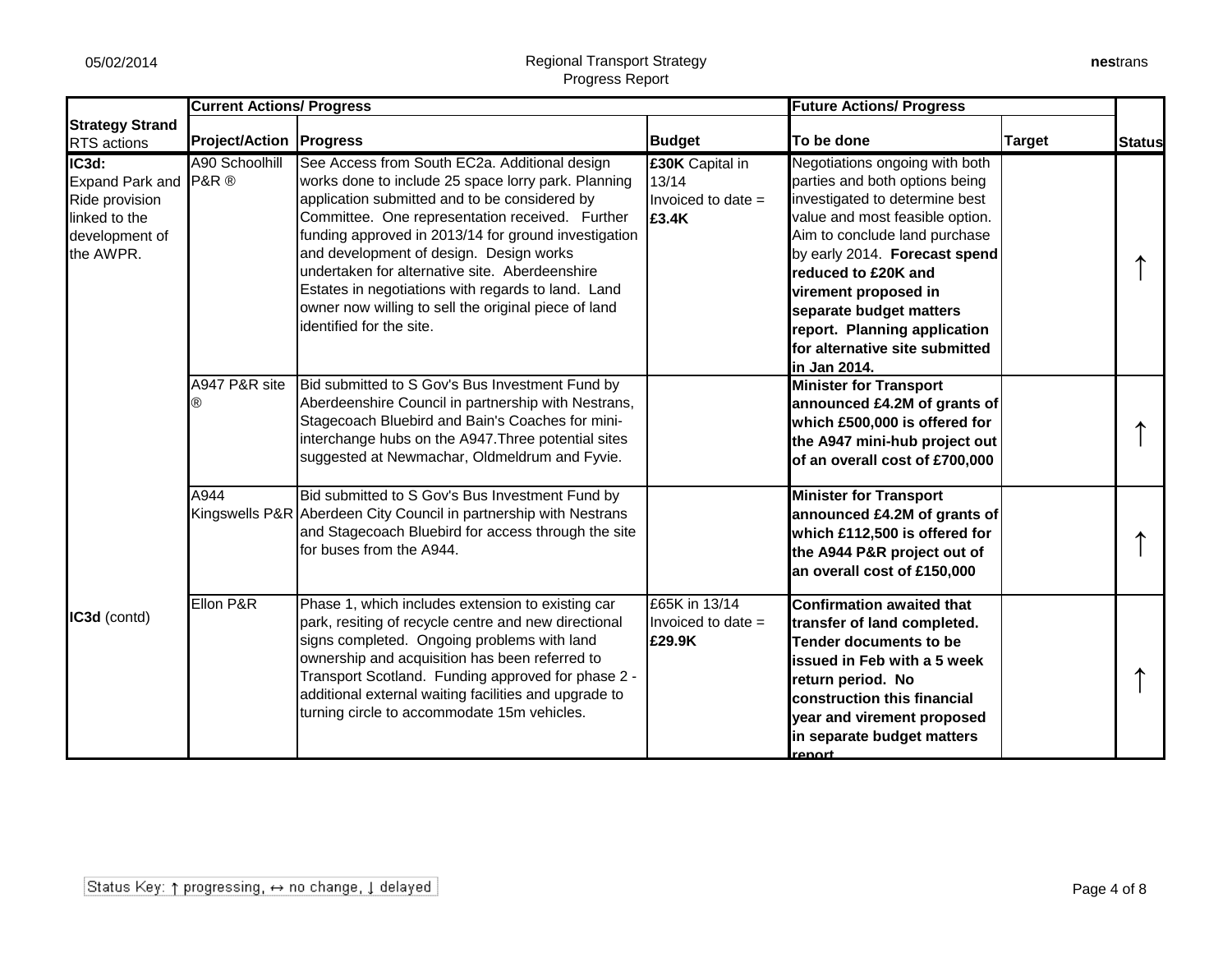| Strategy Strand RTS actions | Current Actions/ Progress | | | Future Actions/ Progress | | Status |
|---|---|---|---|---|---|---|
| | **Project/Action** | **Progress** | **Budget** | **To be done** | **Target** | |
| **IC3d:** Expand Park and Ride provision linked to the development of the AWPR. | A90 Schoolhill P&R ® | See Access from South EC2a. Additional design works done to include 25 space lorry park. Planning application submitted and to be considered by Committee. One representation received. Further funding approved in 2013/14 for ground investigation and development of design. Design works undertaken for alternative site. Aberdeenshire Estates in negotiations with regards to land. Land owner now willing to sell the original piece of land identified for the site. | **£30K** Capital in 13/14 Invoiced to date = **£3.4K** | Negotiations ongoing with both parties and both options being investigated to determine best value and most feasible option. Aim to conclude land purchase by early 2014. **Forecast spend reduced to £20K and virement proposed in separate budget matters report. Planning application for alternative site submitted in Jan 2014.** | | ↑ |
| | A947 P&R site ® | Bid submitted to S Gov's Bus Investment Fund by Aberdeenshire Council in partnership with Nestrans, Stagecoach Bluebird and Bain's Coaches for mini-interchange hubs on the A947.Three potential sites suggested at Newmachar, Oldmeldrum and Fyvie. | | **Minister for Transport announced £4.2M of grants of which £500,000 is offered for the A947 mini-hub project out of an overall cost of £700,000** | | ↑ |
| | A944 Kingswells P&R | Bid submitted to S Gov's Bus Investment Fund by Aberdeen City Council in partnership with Nestrans and Stagecoach Bluebird for access through the site for buses from the A944. | | **Minister for Transport announced £4.2M of grants of which £112,500 is offered for the A944 P&R project out of an overall cost of £150,000** | | ↑ |
| **IC3d** (contd) | Ellon P&R | Phase 1, which includes extension to existing car park, resiting of recycle centre and new directional signs completed. Ongoing problems with land ownership and acquisition has been referred to Transport Scotland. Funding approved for phase 2 - additional external waiting facilities and upgrade to turning circle to accommodate 15m vehicles. | £65K in 13/14 Invoiced to date = **£29.9K** | **Confirmation awaited that transfer of land completed. Tender documents to be issued in Feb with a 5 week return period. No construction this financial year and virement proposed in separate budget matters report** | | ↑ |

Status Key: ↑ progressing, ↔ no change, ↓ delayed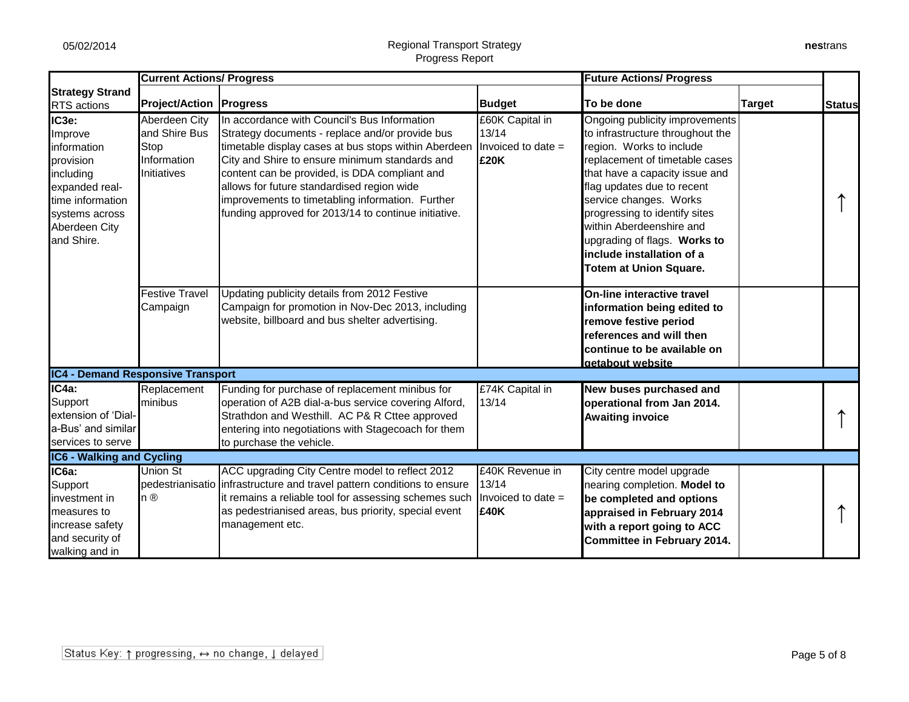| Strategy Strand RTS actions | Current Actions/ Progress | | | Future Actions/ Progress | | Status |
|---|---|---|---|---|---|---|
| | Project/Action | Progress | Budget | To be done | Target | |
| **IC3e:** Improve information provision including expanded real-time information systems across Aberdeen City and Shire. | Aberdeen City and Shire Bus Stop Information Initiatives | In accordance with Council's Bus Information Strategy documents - replace and/or provide bus timetable display cases at bus stops within Aberdeen City and Shire to ensure minimum standards and content can be provided, is DDA compliant and allows for future standardised region wide improvements to timetabling information. Further funding approved for 2013/14 to continue initiative. | £60K Capital in 13/14 Invoiced to date = **£20K** | Ongoing publicity improvements to infrastructure throughout the region. Works to include replacement of timetable cases that have a capacity issue and flag updates due to recent service changes. Works progressing to identify sites within Aberdeenshire and upgrading of flags. **Works to include installation of a Totem at Union Square.** | | ↑ |
| | Festive Travel Campaign | Updating publicity details from 2012 Festive Campaign for promotion in Nov-Dec 2013, including website, billboard and bus shelter advertising. | | **On-line interactive travel information being edited to remove festive period references and will then continue to be available on getabout website** | | |
| **IC4 - Demand Responsive Transport** | | | | | | |
| **IC4a:** Support extension of 'Dial-a-Bus' and similar services to serve | Replacement minibus | Funding for purchase of replacement minibus for operation of A2B dial-a-bus service covering Alford, Strathdon and Westhill. AC P& R Cttee approved entering into negotiations with Stagecoach for them to purchase the vehicle. | £74K Capital in 13/14 | **New buses purchased and operational from Jan 2014. Awaiting invoice** | | ↑ |
| **IC6 - Walking and Cycling** | | | | | | |
| **IC6a:** Support investment in measures to increase safety and security of walking and in | Union St pedestrianisation ® | ACC upgrading City Centre model to reflect 2012 infrastructure and travel pattern conditions to ensure it remains a reliable tool for assessing schemes such as pedestrianised areas, bus priority, special event management etc. | £40K Revenue in 13/14 Invoiced to date = **£40K** | City centre model upgrade nearing completion. **Model to be completed and options appraised in February 2014 with a report going to ACC Committee in February 2014.** | | ↑ |

Status Key: ↑ progressing, ↔ no change, ↓ delayed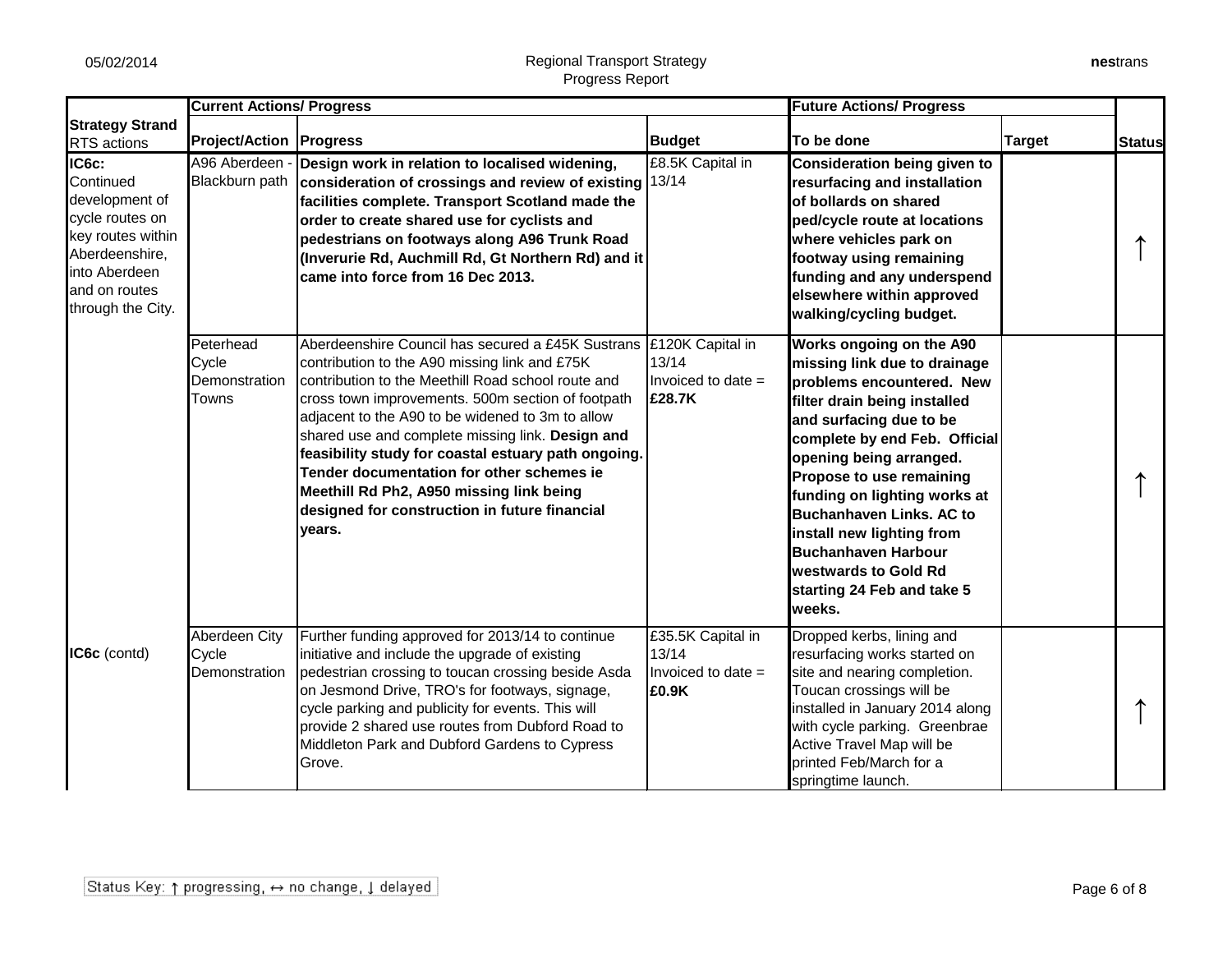| Strategy Strand RTS actions | Current Actions/ Progress | | | Future Actions/ Progress | | Status |
|---|---|---|---|---|---|---|
| | Project/Action | Progress | Budget | To be done | Target | |
| **IC6c:** Continued development of cycle routes on key routes within Aberdeenshire, into Aberdeen and on routes through the City. | A96 Aberdeen - Blackburn path | **Design work in relation to localised widening, consideration of crossings and review of existing facilities complete. Transport Scotland made the order to create shared use for cyclists and pedestrians on footways along A96 Trunk Road (Inverurie Rd, Auchmill Rd, Gt Northern Rd) and it came into force from 16 Dec 2013.** | £8.5K Capital in 13/14 | **Consideration being given to resurfacing and installation of bollards on shared ped/cycle route at locations where vehicles park on footway using remaining funding and any underspend elsewhere within approved walking/cycling budget.** | | ↑ |
| | Peterhead Cycle Demonstration Towns | Aberdeenshire Council has secured a £45K Sustrans contribution to the A90 missing link and £75K contribution to the Meethill Road school route and cross town improvements. 500m section of footpath adjacent to the A90 to be widened to 3m to allow shared use and complete missing link. **Design and feasibility study for coastal estuary path ongoing. Tender documentation for other schemes ie Meethill Rd Ph2, A950 missing link being designed for construction in future financial years.** | £120K Capital in 13/14 Invoiced to date = **£28.7K** | **Works ongoing on the A90 missing link due to drainage problems encountered. New filter drain being installed and surfacing due to be complete by end Feb. Official opening being arranged. Propose to use remaining funding on lighting works at Buchanhaven Links. AC to install new lighting from Buchanhaven Harbour westwards to Gold Rd starting 24 Feb and take 5 weeks.** | | ↑ |
| **IC6c** (contd) | Aberdeen City Cycle Demonstration | Further funding approved for 2013/14 to continue initiative and include the upgrade of existing pedestrian crossing to toucan crossing beside Asda on Jesmond Drive, TRO's for footways, signage, cycle parking and publicity for events. This will provide 2 shared use routes from Dubford Road to Middleton Park and Dubford Gardens to Cypress Grove. | £35.5K Capital in 13/14 Invoiced to date = **£0.9K** | Dropped kerbs, lining and resurfacing works started on site and nearing completion. Toucan crossings will be installed in January 2014 along with cycle parking. Greenbrae Active Travel Map will be printed Feb/March for a springtime launch. | | ↑ |

Status Key: ↑ progressing, ↔ no change, ↓ delayed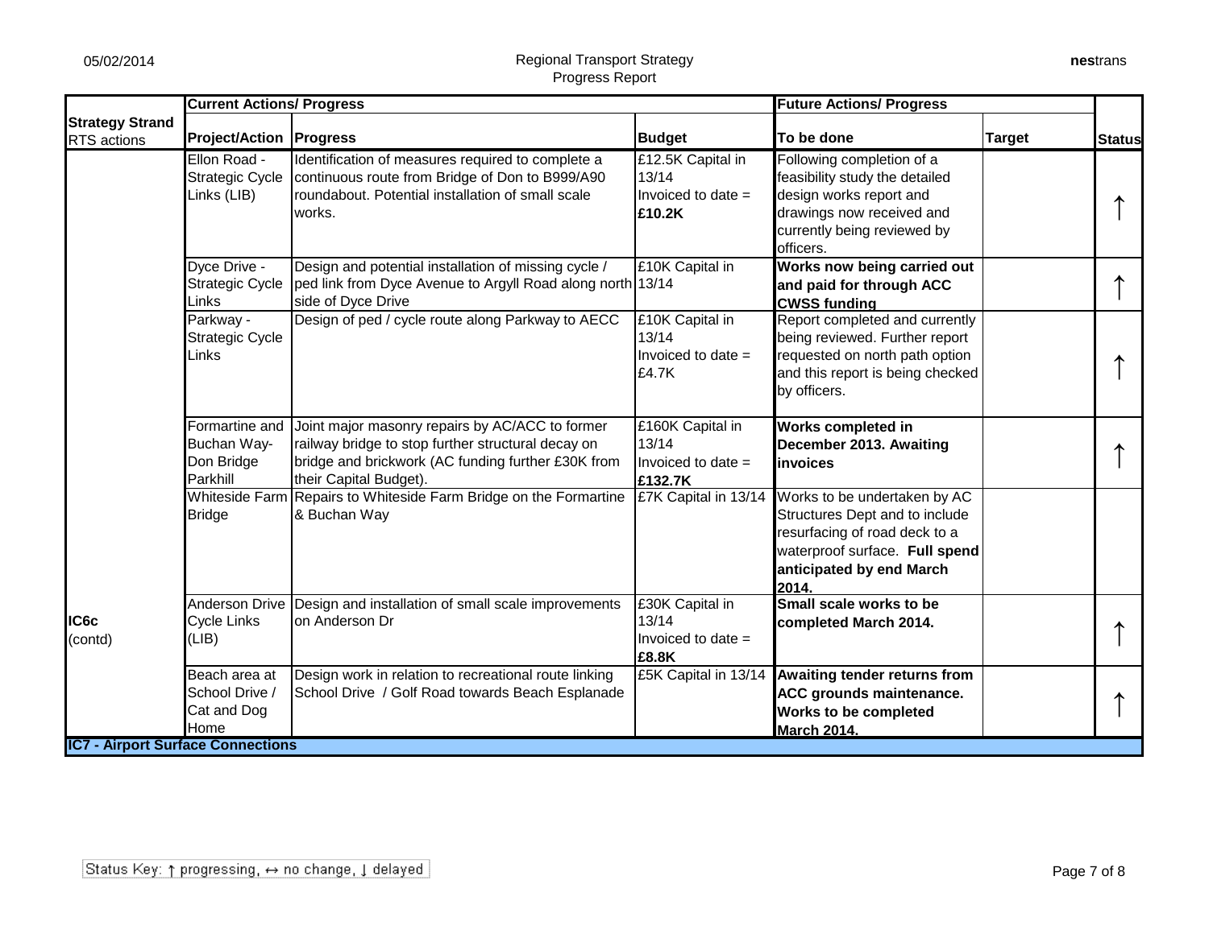| Strategy Strand RTS actions | Current Actions/ Progress | | | Future Actions/ Progress | | Status |
|---|---|---|---|---|---|---|
| | **Project/Action** | **Progress** | **Budget** | **To be done** | **Target** | **Status** |
| IC6c (contd) | Ellon Road - Strategic Cycle Links (LIB) | Identification of measures required to complete a continuous route from Bridge of Don to B999/A90 roundabout. Potential installation of small scale works. | £12.5K Capital in 13/14 Invoiced to date = **£10.2K** | Following completion of a feasibility study the detailed design works report and drawings now received and currently being reviewed by officers. | | ↑ |
| | Dyce Drive - Strategic Cycle Links | Design and potential installation of missing cycle / ped link from Dyce Avenue to Argyll Road along north side of Dyce Drive | £10K Capital in 13/14 | **Works now being carried out and paid for through ACC CWSS funding** | | ↑ |
| | Parkway - Strategic Cycle Links | Design of ped / cycle route along Parkway to AECC | £10K Capital in 13/14 Invoiced to date = £4.7K | Report completed and currently being reviewed. Further report requested on north path option and this report is being checked by officers. | | ↑ |
| | Formartine and Buchan Way-Don Bridge Parkhill | Joint major masonry repairs by AC/ACC to former railway bridge to stop further structural decay on bridge and brickwork (AC funding further £30K from their Capital Budget). | £160K Capital in 13/14 Invoiced to date = **£132.7K** | **Works completed in December 2013. Awaiting invoices** | | ↑ |
| | Whiteside Farm Bridge | Repairs to Whiteside Farm Bridge on the Formartine & Buchan Way | £7K Capital in 13/14 | Works to be undertaken by AC Structures Dept and to include resurfacing of road deck to a waterproof surface. **Full spend anticipated by end March 2014.** | | |
| | Anderson Drive Cycle Links (LIB) | Design and installation of small scale improvements on Anderson Dr | £30K Capital in 13/14 Invoiced to date = **£8.8K** | **Small scale works to be completed March 2014.** | | ↑ |
| | Beach area at School Drive / Cat and Dog Home | Design work in relation to recreational route linking School Drive / Golf Road towards Beach Esplanade | £5K Capital in 13/14 | **Awaiting tender returns from ACC grounds maintenance. Works to be completed March 2014.** | | ↑ |
| **IC7 - Airport Surface Connections** | | | | | | |

Status Key: ↑ progressing, ↔ no change, ↓ delayed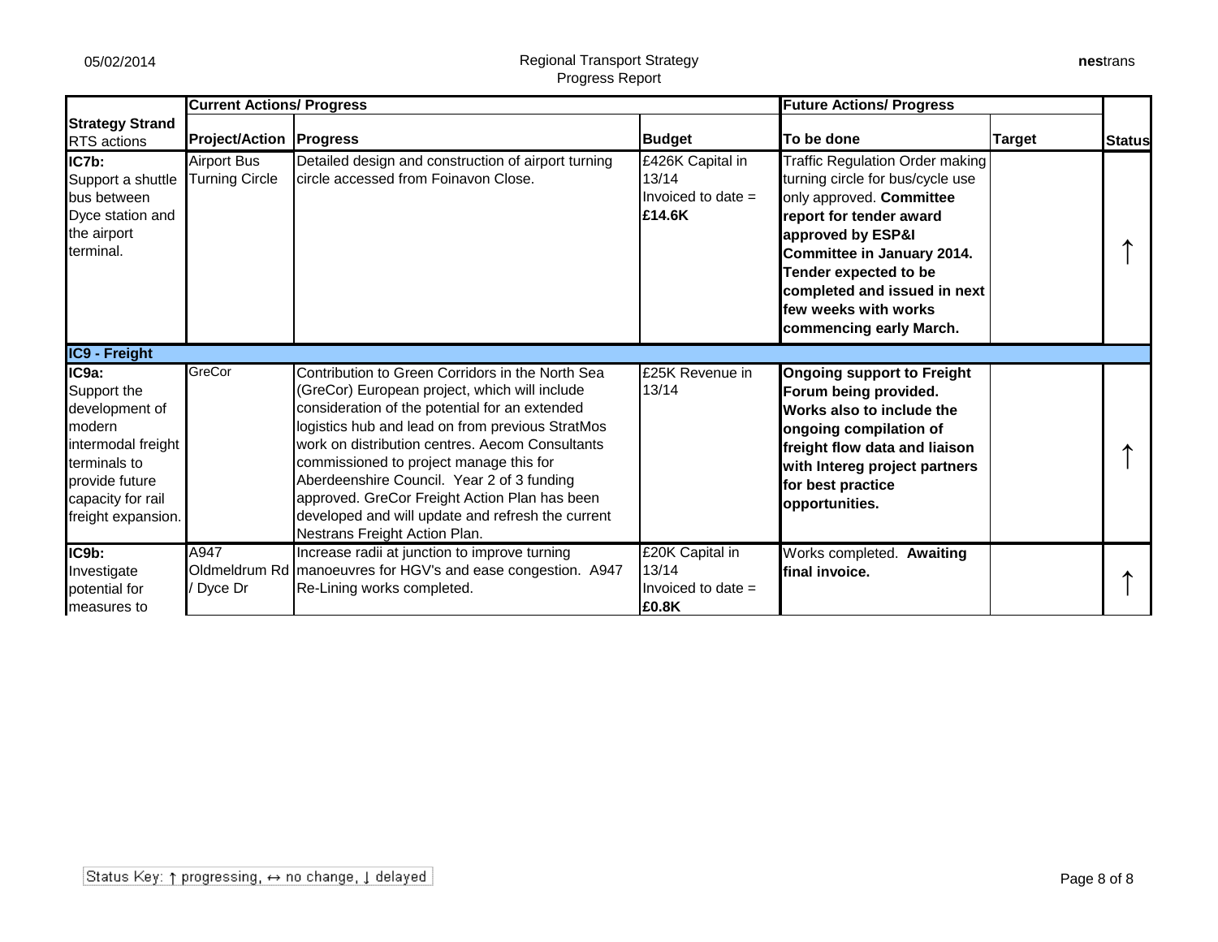| Strategy Strand RTS actions | Current Actions/ Progress | | | Future Actions/ Progress | | Status |
|---|---|---|---|---|---|---|
| | Project/Action | Progress | Budget | To be done | Target | |
| **IC7b:** Support a shuttle bus between Dyce station and the airport terminal. | Airport Bus Turning Circle | Detailed design and construction of airport turning circle accessed from Foinavon Close. | £426K Capital in 13/14 Invoiced to date = **£14.6K** | Traffic Regulation Order making turning circle for bus/cycle use only approved. **Committee report for tender award approved by ESP&I Committee in January 2014. Tender expected to be completed and issued in next few weeks with works commencing early March.** | | ↑ |
| **IC9 - Freight** | | | | | | |
| **IC9a:** Support the development of modern intermodal freight terminals to provide future capacity for rail freight expansion. | GreCor | Contribution to Green Corridors in the North Sea (GreCor) European project, which will include consideration of the potential for an extended logistics hub and lead on from previous StratMos work on distribution centres. Aecom Consultants commissioned to project manage this for Aberdeenshire Council. Year 2 of 3 funding approved. GreCor Freight Action Plan has been developed and will update and refresh the current Nestrans Freight Action Plan. | £25K Revenue in 13/14 | **Ongoing support to Freight Forum being provided. Works also to include the ongoing compilation of freight flow data and liaison with Intereg project partners for best practice opportunities.** | | ↑ |
| **IC9b:** Investigate potential for measures to | A947 Oldmeldrum Rd / Dyce Dr | Increase radii at junction to improve turning manoeuvres for HGV's and ease congestion. A947 Re-Lining works completed. | £20K Capital in 13/14 Invoiced to date = **£0.8K** | Works completed. **Awaiting final invoice.** | | ↑ |

Status Key: ↑ progressing, ↔ no change, ↓ delayed